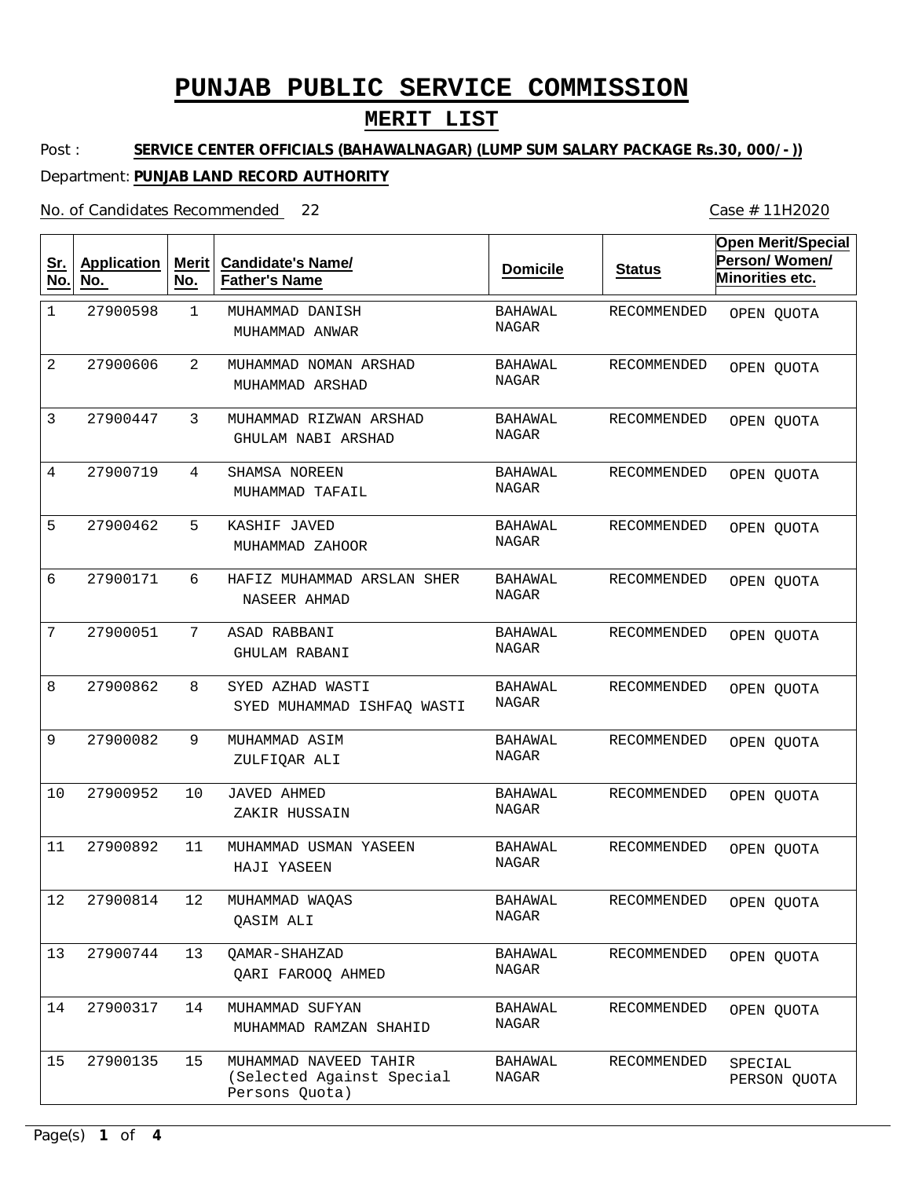# PUNJAB PUBLIC SERVICE COMMISSION

## MERIT LIST

Post : **SERVICE CENTER OFFICIALS (BAHAWALNAGAR) (LUMP SUM SALARY PACKAGE Rs.30, 000/- ))**

Department: **PUNJAB LAND RECORD AUTHORITY**

No. of Candidates Recommended 22

Case # 11H2020

| Sr. No. | Application No. | Merit No. | Candidate's Name/ Father's Name | Domicile | Status | Open Merit/Special Person/ Women/ Minorities etc. |
|---|---|---|---|---|---|---|
| 1 | 27900598 | 1 | MUHAMMAD DANISH<br>MUHAMMAD ANWAR | BAHAWAL NAGAR | RECOMMENDED | OPEN QUOTA |
| 2 | 27900606 | 2 | MUHAMMAD NOMAN ARSHAD<br>MUHAMMAD ARSHAD | BAHAWAL NAGAR | RECOMMENDED | OPEN QUOTA |
| 3 | 27900447 | 3 | MUHAMMAD RIZWAN ARSHAD<br>GHULAM NABI ARSHAD | BAHAWAL NAGAR | RECOMMENDED | OPEN QUOTA |
| 4 | 27900719 | 4 | SHAMSA NOREEN<br>MUHAMMAD TAFAIL | BAHAWAL NAGAR | RECOMMENDED | OPEN QUOTA |
| 5 | 27900462 | 5 | KASHIF JAVED<br>MUHAMMAD ZAHOOR | BAHAWAL NAGAR | RECOMMENDED | OPEN QUOTA |
| 6 | 27900171 | 6 | HAFIZ MUHAMMAD ARSLAN SHER<br>NASEER AHMAD | BAHAWAL NAGAR | RECOMMENDED | OPEN QUOTA |
| 7 | 27900051 | 7 | ASAD RABBANI<br>GHULAM RABANI | BAHAWAL NAGAR | RECOMMENDED | OPEN QUOTA |
| 8 | 27900862 | 8 | SYED AZHAD WASTI<br>SYED MUHAMMAD ISHFAQ WASTI | BAHAWAL NAGAR | RECOMMENDED | OPEN QUOTA |
| 9 | 27900082 | 9 | MUHAMMAD ASIM<br>ZULFIQAR ALI | BAHAWAL NAGAR | RECOMMENDED | OPEN QUOTA |
| 10 | 27900952 | 10 | JAVED AHMED<br>ZAKIR HUSSAIN | BAHAWAL NAGAR | RECOMMENDED | OPEN QUOTA |
| 11 | 27900892 | 11 | MUHAMMAD USMAN YASEEN<br>HAJI YASEEN | BAHAWAL NAGAR | RECOMMENDED | OPEN QUOTA |
| 12 | 27900814 | 12 | MUHAMMAD WAQAS<br>QASIM ALI | BAHAWAL NAGAR | RECOMMENDED | OPEN QUOTA |
| 13 | 27900744 | 13 | QAMAR-SHAHZAD<br>QARI FAROOQ AHMED | BAHAWAL NAGAR | RECOMMENDED | OPEN QUOTA |
| 14 | 27900317 | 14 | MUHAMMAD SUFYAN<br>MUHAMMAD RAMZAN SHAHID | BAHAWAL NAGAR | RECOMMENDED | OPEN QUOTA |
| 15 | 27900135 | 15 | MUHAMMAD NAVEED TAHIR<br>(Selected Against Special Persons Quota) | BAHAWAL NAGAR | RECOMMENDED | SPECIAL PERSON QUOTA |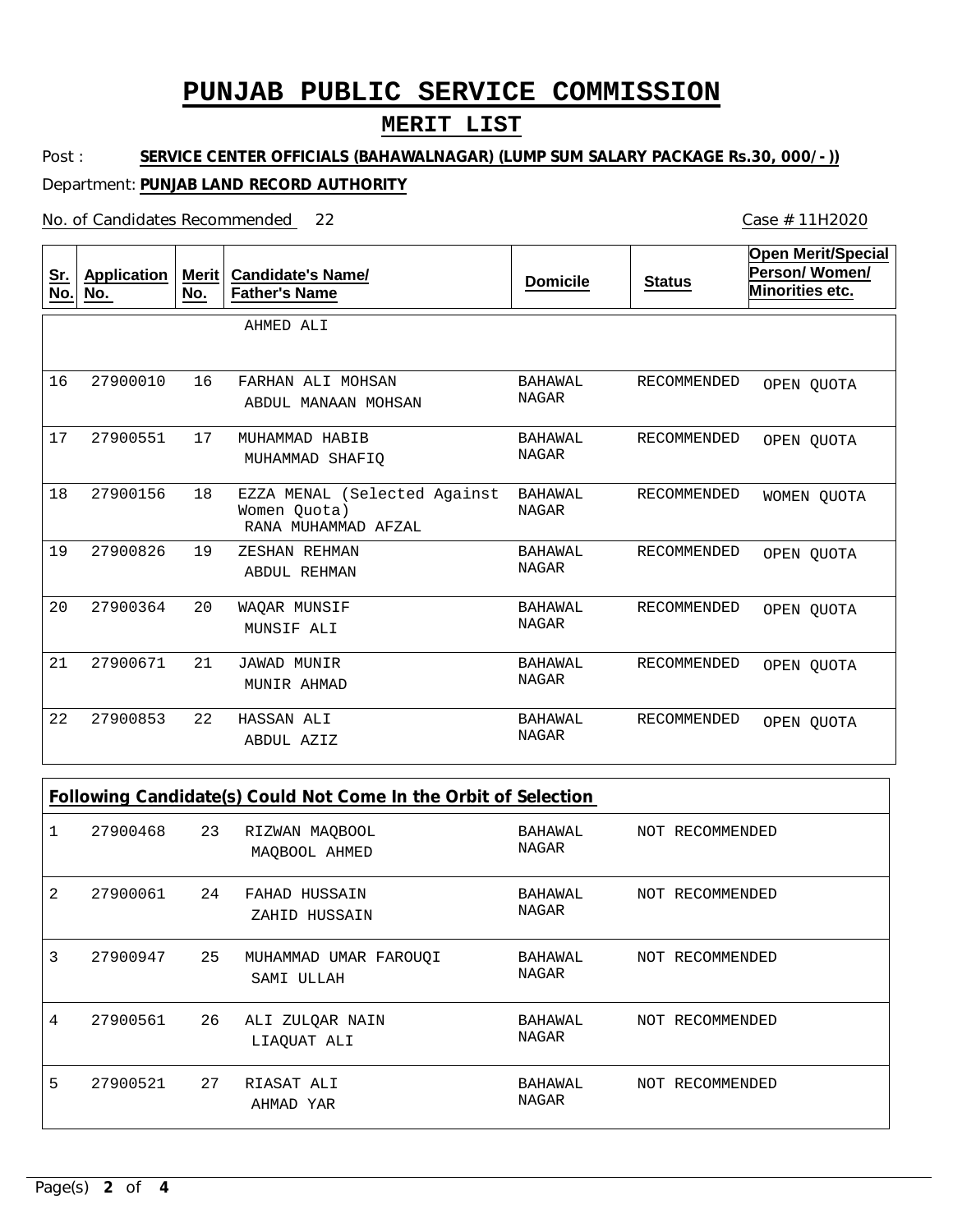# PUNJAB PUBLIC SERVICE COMMISSION

## MERIT LIST

Post : **SERVICE CENTER OFFICIALS (BAHAWALNAGAR) (LUMP SUM SALARY PACKAGE Rs.30, 000/- ))**

Department: **PUNJAB LAND RECORD AUTHORITY**

No. of Candidates Recommended 22

Case # 11H2020

| Sr. No. | Application No. | Merit No. | Candidate's Name/ Father's Name | Domicile | Status | Open Merit/Special Person/ Women/ Minorities etc. |
|---|---|---|---|---|---|---|
| | | | AHMED ALI | | | |
| 16 | 27900010 | 16 | FARHAN ALI MOHSAN<br>ABDUL MANAAN MOHSAN | BAHAWAL NAGAR | RECOMMENDED | OPEN QUOTA |
| 17 | 27900551 | 17 | MUHAMMAD HABIB<br>MUHAMMAD SHAFIQ | BAHAWAL NAGAR | RECOMMENDED | OPEN QUOTA |
| 18 | 27900156 | 18 | EZZA MENAL (Selected Against Women Quota)<br>RANA MUHAMMAD AFZAL | BAHAWAL NAGAR | RECOMMENDED | WOMEN QUOTA |
| 19 | 27900826 | 19 | ZESHAN REHMAN<br>ABDUL REHMAN | BAHAWAL NAGAR | RECOMMENDED | OPEN QUOTA |
| 20 | 27900364 | 20 | WAQAR MUNSIF<br>MUNSIF ALI | BAHAWAL NAGAR | RECOMMENDED | OPEN QUOTA |
| 21 | 27900671 | 21 | JAWAD MUNIR<br>MUNIR AHMAD | BAHAWAL NAGAR | RECOMMENDED | OPEN QUOTA |
| 22 | 27900853 | 22 | HASSAN ALI<br>ABDUL AZIZ | BAHAWAL NAGAR | RECOMMENDED | OPEN QUOTA |

**Following Candidate(s) Could Not Come In the Orbit of Selection**

| Sr. No. | Application No. | Merit No. | Candidate's Name/ Father's Name | Domicile | Status |
|---|---|---|---|---|---|
| 1 | 27900468 | 23 | RIZWAN MAQBOOL<br>MAQBOOL AHMED | BAHAWAL NAGAR | NOT RECOMMENDED |
| 2 | 27900061 | 24 | FAHAD HUSSAIN<br>ZAHID HUSSAIN | BAHAWAL NAGAR | NOT RECOMMENDED |
| 3 | 27900947 | 25 | MUHAMMAD UMAR FAROUQI<br>SAMI ULLAH | BAHAWAL NAGAR | NOT RECOMMENDED |
| 4 | 27900561 | 26 | ALI ZULQAR NAIN<br>LIAQUAT ALI | BAHAWAL NAGAR | NOT RECOMMENDED |
| 5 | 27900521 | 27 | RIASAT ALI<br>AHMAD YAR | BAHAWAL NAGAR | NOT RECOMMENDED |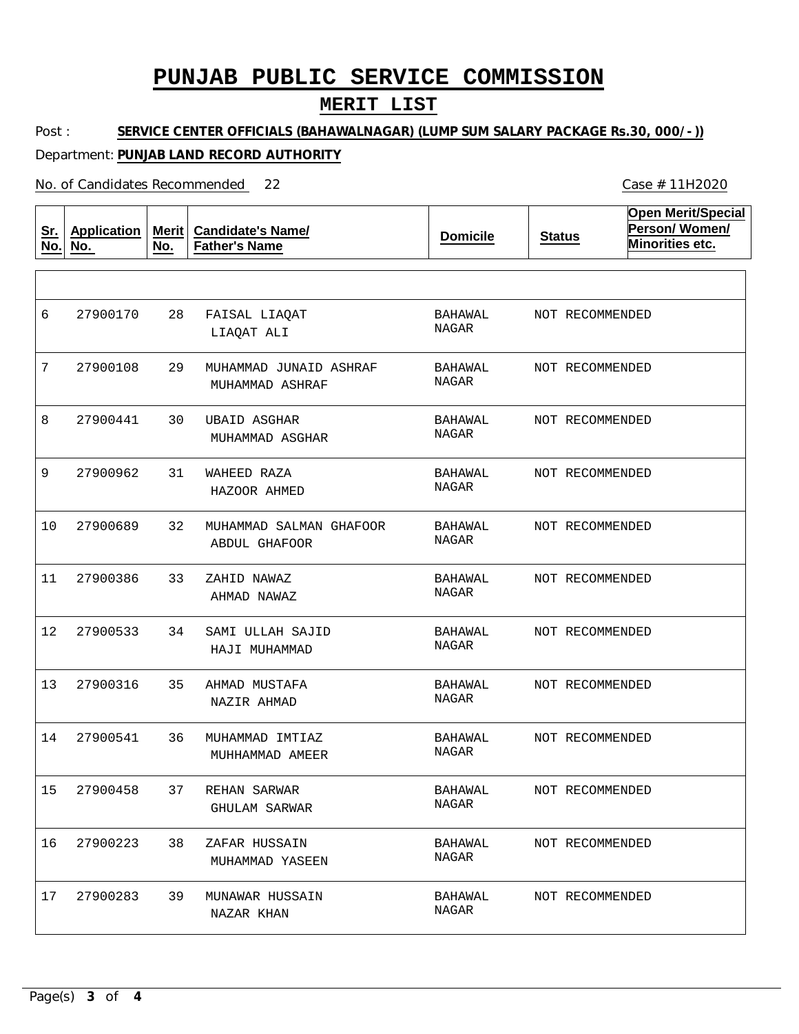# PUNJAB PUBLIC SERVICE COMMISSION

## MERIT LIST

Post : **SERVICE CENTER OFFICIALS (BAHAWALNAGAR) (LUMP SUM SALARY PACKAGE Rs.30, 000/- ))**

Department: **PUNJAB LAND RECORD AUTHORITY**

No. of Candidates Recommended 22

Case # 11H2020

| Sr. No. | Application No. | Merit No. | Candidate's Name/ Father's Name | Domicile | Status | Open Merit/Special Person/ Women/ Minorities etc. |
|---|---|---|---|---|---|---|
| 6 | 27900170 | 28 | FAISAL LIAQAT<br>LIAQAT ALI | BAHAWAL NAGAR | NOT RECOMMENDED | |
| 7 | 27900108 | 29 | MUHAMMAD JUNAID ASHRAF<br>MUHAMMAD ASHRAF | BAHAWAL NAGAR | NOT RECOMMENDED | |
| 8 | 27900441 | 30 | UBAID ASGHAR<br>MUHAMMAD ASGHAR | BAHAWAL NAGAR | NOT RECOMMENDED | |
| 9 | 27900962 | 31 | WAHEED RAZA<br>HAZOOR AHMED | BAHAWAL NAGAR | NOT RECOMMENDED | |
| 10 | 27900689 | 32 | MUHAMMAD SALMAN GHAFOOR<br>ABDUL GHAFOOR | BAHAWAL NAGAR | NOT RECOMMENDED | |
| 11 | 27900386 | 33 | ZAHID NAWAZ<br>AHMAD NAWAZ | BAHAWAL NAGAR | NOT RECOMMENDED | |
| 12 | 27900533 | 34 | SAMI ULLAH SAJID<br>HAJI MUHAMMAD | BAHAWAL NAGAR | NOT RECOMMENDED | |
| 13 | 27900316 | 35 | AHMAD MUSTAFA<br>NAZIR AHMAD | BAHAWAL NAGAR | NOT RECOMMENDED | |
| 14 | 27900541 | 36 | MUHAMMAD IMTIAZ<br>MUHHAMMAD AMEER | BAHAWAL NAGAR | NOT RECOMMENDED | |
| 15 | 27900458 | 37 | REHAN SARWAR<br>GHULAM SARWAR | BAHAWAL NAGAR | NOT RECOMMENDED | |
| 16 | 27900223 | 38 | ZAFAR HUSSAIN<br>MUHAMMAD YASEEN | BAHAWAL NAGAR | NOT RECOMMENDED | |
| 17 | 27900283 | 39 | MUNAWAR HUSSAIN<br>NAZAR KHAN | BAHAWAL NAGAR | NOT RECOMMENDED | |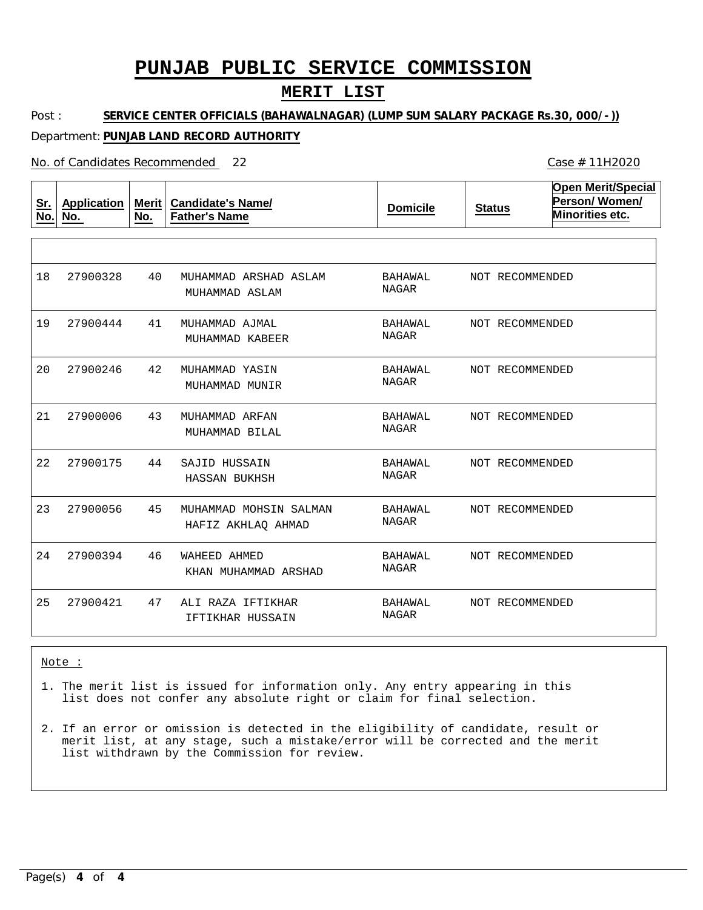# PUNJAB PUBLIC SERVICE COMMISSION

## MERIT LIST

Post : **SERVICE CENTER OFFICIALS (BAHAWALNAGAR) (LUMP SUM SALARY PACKAGE Rs.30, 000/- ))**

Department: **PUNJAB LAND RECORD AUTHORITY**

No. of Candidates Recommended 22

Case # 11H2020

| Sr. No. | Application No. | Merit No. | Candidate's Name/ Father's Name | Domicile | Status | Open Merit/Special Person/ Women/ Minorities etc. |
|---|---|---|---|---|---|---|
| 18 | 27900328 | 40 | MUHAMMAD ARSHAD ASLAM<br>MUHAMMAD ASLAM | BAHAWAL NAGAR | NOT RECOMMENDED | |
| 19 | 27900444 | 41 | MUHAMMAD AJMAL<br>MUHAMMAD KABEER | BAHAWAL NAGAR | NOT RECOMMENDED | |
| 20 | 27900246 | 42 | MUHAMMAD YASIN<br>MUHAMMAD MUNIR | BAHAWAL NAGAR | NOT RECOMMENDED | |
| 21 | 27900006 | 43 | MUHAMMAD ARFAN<br>MUHAMMAD BILAL | BAHAWAL NAGAR | NOT RECOMMENDED | |
| 22 | 27900175 | 44 | SAJID HUSSAIN<br>HASSAN BUKHSH | BAHAWAL NAGAR | NOT RECOMMENDED | |
| 23 | 27900056 | 45 | MUHAMMAD MOHSIN SALMAN<br>HAFIZ AKHLAQ AHMAD | BAHAWAL NAGAR | NOT RECOMMENDED | |
| 24 | 27900394 | 46 | WAHEED AHMED<br>KHAN MUHAMMAD ARSHAD | BAHAWAL NAGAR | NOT RECOMMENDED | |
| 25 | 27900421 | 47 | ALI RAZA IFTIKHAR<br>IFTIKHAR HUSSAIN | BAHAWAL NAGAR | NOT RECOMMENDED | |

Note :

1. The merit list is issued for information only. Any entry appearing in this list does not confer any absolute right or claim for final selection.
2. If an error or omission is detected in the eligibility of candidate, result or merit list, at any stage, such a mistake/error will be corrected and the merit list withdrawn by the Commission for review.